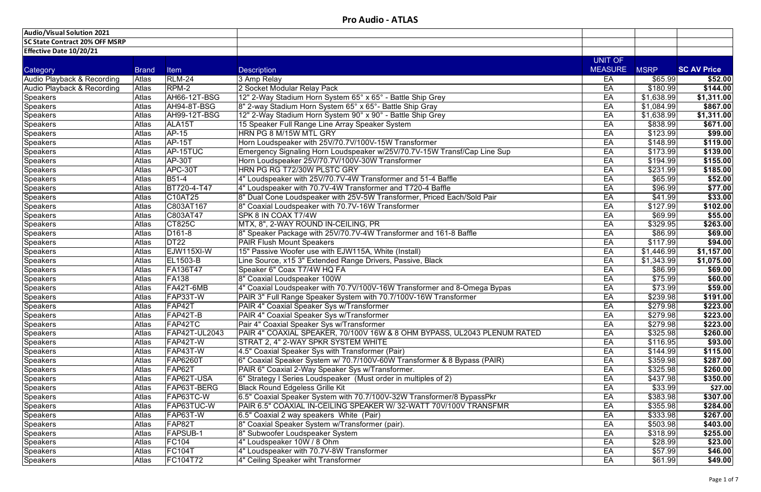# Pro Audio - ATLAS

**Audio/Visual Solution 2021**

**SC State Contract 20% OFF MSRP**

**Effective Date 10/20/21**

| Category | Brand | Item | Description | UNIT OF MEASURE | MSRP | SC AV Price |
|---|---|---|---|---|---|---|
| Audio Playback & Recording | Atlas | RLM-24 | 3 Amp Relay | EA | $65.99 | $52.00 |
| Audio Playback & Recording | Atlas | RPM-2 | 2 Socket Modular Relay Pack | EA | $180.99 | $144.00 |
| Speakers | Atlas | AH66-12T-BSG | 12" 2-Way Stadium Horn System 65° x 65° - Battle Ship Grey | EA | $1,638.99 | $1,311.00 |
| Speakers | Atlas | AH94-8T-BSG | 8" 2-way Stadium Horn System 65° x 65°- Battle Ship Gray | EA | $1,084.99 | $867.00 |
| Speakers | Atlas | AH99-12T-BSG | 12" 2-Way Stadium Horn System 90° x 90° - Battle Ship Grey | EA | $1,638.99 | $1,311.00 |
| Speakers | Atlas | ALA15T | 15 Speaker Full Range Line Array Speaker System | EA | $838.99 | $671.00 |
| Speakers | Atlas | AP-15 | HRN PG 8 M/15W MTL GRY | EA | $123.99 | $99.00 |
| Speakers | Atlas | AP-15T | Horn Loudspeaker with 25V/70.7V/100V-15W Transformer | EA | $148.99 | $119.00 |
| Speakers | Atlas | AP-15TUC | Emergency Signaling Horn Loudspeaker w/25V/70.7V-15W Transf/Cap Line Sup | EA | $173.99 | $139.00 |
| Speakers | Atlas | AP-30T | Horn Loudspeaker 25V/70.7V/100V-30W Transformer | EA | $194.99 | $155.00 |
| Speakers | Atlas | APC-30T | HRN PG RG T72/30W PLSTC GRY | EA | $231.99 | $185.00 |
| Speakers | Atlas | B51-4 | 4" Loudspeaker with 25V/70.7V-4W Transformer and 51-4 Baffle | EA | $65.99 | $52.00 |
| Speakers | Atlas | BT720-4-T47 | 4" Loudspeaker with 70.7V-4W Transformer and T720-4 Baffle | EA | $96.99 | $77.00 |
| Speakers | Atlas | C10AT25 | 8" Dual Cone Loudspeaker with 25V-5W Transformer, Priced Each/Sold Pair | EA | $41.99 | $33.00 |
| Speakers | Atlas | C803AT167 | 8" Coaxial Loudspeaker with 70.7V-16W Transformer | EA | $127.99 | $102.00 |
| Speakers | Atlas | C803AT47 | SPK 8 IN COAX T7/4W | EA | $69.99 | $55.00 |
| Speakers | Atlas | CT825C | MTX, 8", 2-WAY ROUND IN-CEILING, PR | EA | $329.95 | $263.00 |
| Speakers | Atlas | D161-8 | 8" Speaker Package with 25V/70.7V-4W Transformer and 161-8 Baffle | EA | $86.99 | $69.00 |
| Speakers | Atlas | DT22 | PAIR Flush Mount Speakers | EA | $117.99 | $94.00 |
| Speakers | Atlas | EJW115XI-W | 15" Passive Woofer use with EJW115A, White (Install) | EA | $1,446.99 | $1,157.00 |
| Speakers | Atlas | EL1503-B | Line Source, x15 3" Extended Range Drivers, Passive, Black | EA | $1,343.99 | $1,075.00 |
| Speakers | Atlas | FA136T47 | Speaker 6" Coax T7/4W HQ FA | EA | $86.99 | $69.00 |
| Speakers | Atlas | FA138 | 8" Coaxial Loudspeaker 100W | EA | $75.99 | $60.00 |
| Speakers | Atlas | FA42T-6MB | 4" Coaxial Loudspeaker with 70.7V/100V-16W Transformer and 8-Omega Bypas | EA | $73.99 | $59.00 |
| Speakers | Atlas | FAP33T-W | PAIR 3" Full Range Speaker System with 70.7/100V-16W Transformer | EA | $239.98 | $191.00 |
| Speakers | Atlas | FAP42T | PAIR 4" Coaxial Speaker Sys w/Transformer | EA | $279.98 | $223.00 |
| Speakers | Atlas | FAP42T-B | PAIR 4" Coaxial Speaker Sys w/Transformer | EA | $279.98 | $223.00 |
| Speakers | Atlas | FAP42TC | Pair 4" Coaxial Speaker Sys w/Transformer | EA | $279.98 | $223.00 |
| Speakers | Atlas | FAP42T-UL2043 | PAIR 4" COAXIAL SPEAKER, 70/100V 16W & 8 OHM BYPASS, UL2043 PLENUM RATED | EA | $325.98 | $260.00 |
| Speakers | Atlas | FAP42T-W | STRAT 2, 4" 2-WAY SPKR SYSTEM WHITE | EA | $116.95 | $93.00 |
| Speakers | Atlas | FAP43T-W | 4.5" Coaxial Speaker Sys with Transformer (Pair) | EA | $144.99 | $115.00 |
| Speakers | Atlas | FAP6260T | 6" Coaxial Speaker System w/ 70.7/100V-60W Transformer & 8 Bypass (PAIR) | EA | $359.98 | $287.00 |
| Speakers | Atlas | FAP62T | PAIR 6" Coaxial 2-Way Speaker Sys w/Transformer. | EA | $325.98 | $260.00 |
| Speakers | Atlas | FAP62T-USA | 6" Strategy I Series Loudspeaker (Must order in multiples of 2) | EA | $437.98 | $350.00 |
| Speakers | Atlas | FAP63T-BERG | Black Round Edgeless Grille Kit | EA | $33.99 | $27.00 |
| Speakers | Atlas | FAP63TC-W | 6.5" Coaxial Speaker System with 70.7/100V-32W Transformer/8 BypassPkr | EA | $383.98 | $307.00 |
| Speakers | Atlas | FAP63TUC-W | PAIR 6.5" COAXIAL IN-CEILING SPEAKER W/ 32-WATT 70V/100V TRANSFMR | EA | $355.98 | $284.00 |
| Speakers | Atlas | FAP63T-W | 6.5" Coaxial 2 way speakers White (Pair) | EA | $333.98 | $267.00 |
| Speakers | Atlas | FAP82T | 8" Coaxial Speaker System w/Transformer (pair). | EA | $503.98 | $403.00 |
| Speakers | Atlas | FAPSUB-1 | 8" Subwoofer Loudspeaker System | EA | $318.99 | $255.00 |
| Speakers | Atlas | FC104 | 4" Loudspeaker 10W / 8 Ohm | EA | $28.99 | $23.00 |
| Speakers | Atlas | FC104T | 4" Loudspeaker with 70.7V-8W Transformer | EA | $57.99 | $46.00 |
| Speakers | Atlas | FC104T72 | 4" Ceiling Speaker wiht Transformer | EA | $61.99 | $49.00 |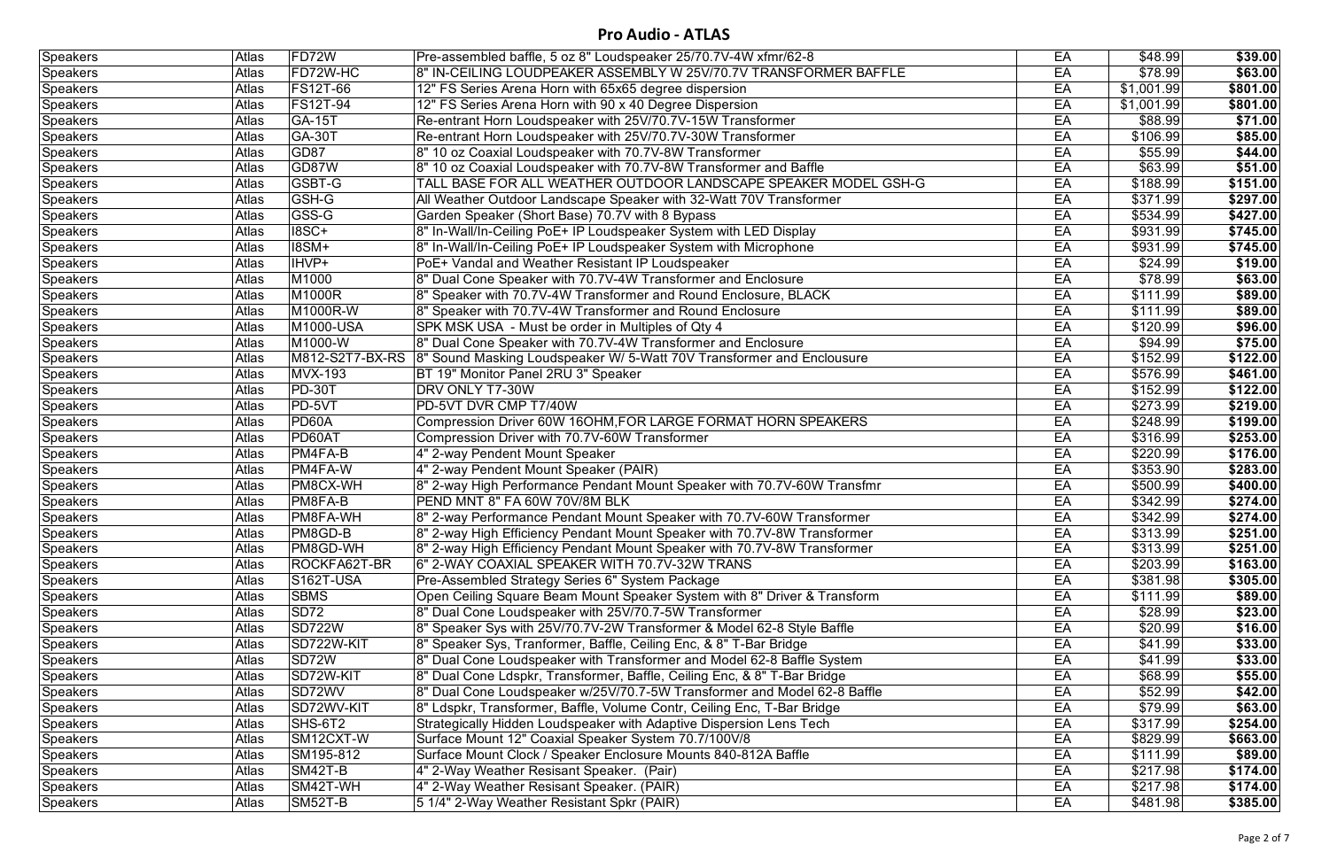# Pro Audio - ATLAS

| | | | | | | |
|---|---|---|---|---|---|---|
| Speakers | Atlas | FD72W | Pre-assembled baffle, 5 oz 8" Loudspeaker 25/70.7V-4W xfmr/62-8 | EA | $48.99 | **$39.00** |
| Speakers | Atlas | FD72W-HC | 8" IN-CEILING LOUDPEAKER ASSEMBLY W 25V/70.7V TRANSFORMER BAFFLE | EA | $78.99 | **$63.00** |
| Speakers | Atlas | FS12T-66 | 12" FS Series Arena Horn with 65x65 degree dispersion | EA | $1,001.99 | **$801.00** |
| Speakers | Atlas | FS12T-94 | 12" FS Series Arena Horn with 90 x 40 Degree Dispersion | EA | $1,001.99 | **$801.00** |
| Speakers | Atlas | GA-15T | Re-entrant Horn Loudspeaker with 25V/70.7V-15W Transformer | EA | $88.99 | **$71.00** |
| Speakers | Atlas | GA-30T | Re-entrant Horn Loudspeaker with 25V/70.7V-30W Transformer | EA | $106.99 | **$85.00** |
| Speakers | Atlas | GD87 | 8" 10 oz Coaxial Loudspeaker with 70.7V-8W Transformer | EA | $55.99 | **$44.00** |
| Speakers | Atlas | GD87W | 8" 10 oz Coaxial Loudspeaker with 70.7V-8W Transformer and Baffle | EA | $63.99 | **$51.00** |
| Speakers | Atlas | GSBT-G | TALL BASE FOR ALL WEATHER OUTDOOR LANDSCAPE SPEAKER MODEL GSH-G | EA | $188.99 | **$151.00** |
| Speakers | Atlas | GSH-G | All Weather Outdoor Landscape Speaker with 32-Watt 70V Transformer | EA | $371.99 | **$297.00** |
| Speakers | Atlas | GSS-G | Garden Speaker (Short Base) 70.7V with 8 Bypass | EA | $534.99 | **$427.00** |
| Speakers | Atlas | I8SC+ | 8" In-Wall/In-Ceiling PoE+ IP Loudspeaker System with LED Display | EA | $931.99 | **$745.00** |
| Speakers | Atlas | I8SM+ | 8" In-Wall/In-Ceiling PoE+ IP Loudspeaker System with Microphone | EA | $931.99 | **$745.00** |
| Speakers | Atlas | IHVP+ | PoE+ Vandal and Weather Resistant IP Loudspeaker | EA | $24.99 | **$19.00** |
| Speakers | Atlas | M1000 | 8" Dual Cone Speaker with 70.7V-4W Transformer and Enclosure | EA | $78.99 | **$63.00** |
| Speakers | Atlas | M1000R | 8" Speaker with 70.7V-4W Transformer and Round Enclosure, BLACK | EA | $111.99 | **$89.00** |
| Speakers | Atlas | M1000R-W | 8" Speaker with 70.7V-4W Transformer and Round Enclosure | EA | $111.99 | **$89.00** |
| Speakers | Atlas | M1000-USA | SPK MSK USA - Must be order in Multiples of Qty 4 | EA | $120.99 | **$96.00** |
| Speakers | Atlas | M1000-W | 8" Dual Cone Speaker with 70.7V-4W Transformer and Enclosure | EA | $94.99 | **$75.00** |
| Speakers | Atlas | M812-S2T7-BX-RS | 8" Sound Masking Loudspeaker W/ 5-Watt 70V Transformer and Enclousure | EA | $152.99 | **$122.00** |
| Speakers | Atlas | MVX-193 | BT 19" Monitor Panel 2RU 3" Speaker | EA | $576.99 | **$461.00** |
| Speakers | Atlas | PD-30T | DRV ONLY T7-30W | EA | $152.99 | **$122.00** |
| Speakers | Atlas | PD-5VT | PD-5VT DVR CMP T7/40W | EA | $273.99 | **$219.00** |
| Speakers | Atlas | PD60A | Compression Driver 60W 16OHM,FOR LARGE FORMAT HORN SPEAKERS | EA | $248.99 | **$199.00** |
| Speakers | Atlas | PD60AT | Compression Driver with 70.7V-60W Transformer | EA | $316.99 | **$253.00** |
| Speakers | Atlas | PM4FA-B | 4" 2-way Pendent Mount Speaker | EA | $220.99 | **$176.00** |
| Speakers | Atlas | PM4FA-W | 4" 2-way Pendent Mount Speaker (PAIR) | EA | $353.90 | **$283.00** |
| Speakers | Atlas | PM8CX-WH | 8" 2-way High Performance Pendant Mount Speaker with 70.7V-60W Transfmr | EA | $500.99 | **$400.00** |
| Speakers | Atlas | PM8FA-B | PEND MNT 8" FA 60W 70V/8M BLK | EA | $342.99 | **$274.00** |
| Speakers | Atlas | PM8FA-WH | 8" 2-way Performance Pendant Mount Speaker with 70.7V-60W Transformer | EA | $342.99 | **$274.00** |
| Speakers | Atlas | PM8GD-B | 8" 2-way High Efficiency Pendant Mount Speaker with 70.7V-8W Transformer | EA | $313.99 | **$251.00** |
| Speakers | Atlas | PM8GD-WH | 8" 2-way High Efficiency Pendant Mount Speaker with 70.7V-8W Transformer | EA | $313.99 | **$251.00** |
| Speakers | Atlas | ROCKFA62T-BR | 6" 2-WAY COAXIAL SPEAKER WITH 70.7V-32W TRANS | EA | $203.99 | **$163.00** |
| Speakers | Atlas | S162T-USA | Pre-Assembled Strategy Series 6" System Package | EA | $381.98 | **$305.00** |
| Speakers | Atlas | SBMS | Open Ceiling Square Beam Mount Speaker System with 8" Driver & Transform | EA | $111.99 | **$89.00** |
| Speakers | Atlas | SD72 | 8" Dual Cone Loudspeaker with 25V/70.7V-5W Transformer | EA | $28.99 | **$23.00** |
| Speakers | Atlas | SD722W | 8" Speaker Sys with 25V/70.7V-2W Transformer & Model 62-8 Style Baffle | EA | $20.99 | **$16.00** |
| Speakers | Atlas | SD722W-KIT | 8" Speaker Sys, Tranformer, Baffle, Ceiling Enc, & 8" T-Bar Bridge | EA | $41.99 | **$33.00** |
| Speakers | Atlas | SD72W | 8" Dual Cone Loudspeaker with Transformer and Model 62-8 Baffle System | EA | $41.99 | **$33.00** |
| Speakers | Atlas | SD72W-KIT | 8" Dual Cone Ldspkr, Transformer, Baffle, Ceiling Enc, & 8" T-Bar Bridge | EA | $68.99 | **$55.00** |
| Speakers | Atlas | SD72WV | 8" Dual Cone Loudspeaker w/25V/70.7-5W Transformer and Model 62-8 Baffle | EA | $52.99 | **$42.00** |
| Speakers | Atlas | SD72WV-KIT | 8" Ldspkr, Transformer, Baffle, Volume Contr, Ceiling Enc, T-Bar Bridge | EA | $79.99 | **$63.00** |
| Speakers | Atlas | SHS-6T2 | Strategically Hidden Loudspeaker with Adaptive Dispersion Lens Tech | EA | $317.99 | **$254.00** |
| Speakers | Atlas | SM12CXT-W | Surface Mount 12" Coaxial Speaker System 70.7/100V/8 | EA | $829.99 | **$663.00** |
| Speakers | Atlas | SM195-812 | Surface Mount Clock / Speaker Enclosure Mounts 840-812A Baffle | EA | $111.99 | **$89.00** |
| Speakers | Atlas | SM42T-B | 4" 2-Way Weather Resisant Speaker. (Pair) | EA | $217.98 | **$174.00** |
| Speakers | Atlas | SM42T-WH | 4" 2-Way Weather Resisant Speaker. (PAIR) | EA | $217.98 | **$174.00** |
| Speakers | Atlas | SM52T-B | 5 1/4" 2-Way Weather Resistant Spkr (PAIR) | EA | $481.98 | **$385.00** |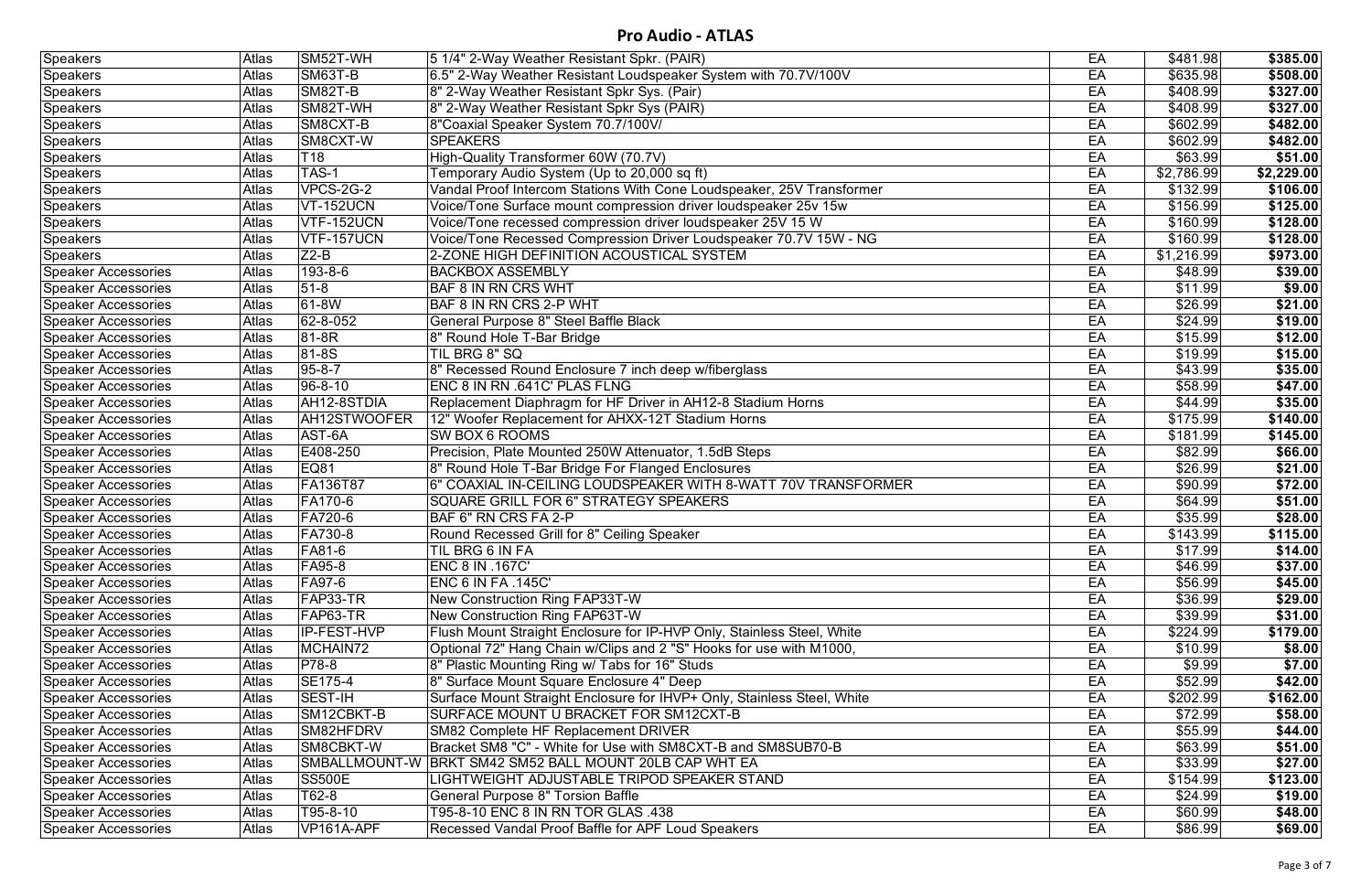# Pro Audio - ATLAS

| | | | | | | |
|---|---|---|---|---|---|---|
| Speakers | Atlas | SM52T-WH | 5 1/4" 2-Way Weather Resistant Spkr. (PAIR) | EA | $481.98 | **$385.00** |
| Speakers | Atlas | SM63T-B | 6.5" 2-Way Weather Resistant Loudspeaker System with 70.7V/100V | EA | $635.98 | **$508.00** |
| Speakers | Atlas | SM82T-B | 8" 2-Way Weather Resistant Spkr Sys. (Pair) | EA | $408.99 | **$327.00** |
| Speakers | Atlas | SM82T-WH | 8" 2-Way Weather Resistant Spkr Sys (PAIR) | EA | $408.99 | **$327.00** |
| Speakers | Atlas | SM8CXT-B | 8"Coaxial Speaker System 70.7/100V/ | EA | $602.99 | **$482.00** |
| Speakers | Atlas | SM8CXT-W | SPEAKERS | EA | $602.99 | **$482.00** |
| Speakers | Atlas | T18 | High-Quality Transformer 60W (70.7V) | EA | $63.99 | **$51.00** |
| Speakers | Atlas | TAS-1 | Temporary Audio System (Up to 20,000 sq ft) | EA | $2,786.99 | **$2,229.00** |
| Speakers | Atlas | VPCS-2G-2 | Vandal Proof Intercom Stations With Cone Loudspeaker, 25V Transformer | EA | $132.99 | **$106.00** |
| Speakers | Atlas | VT-152UCN | Voice/Tone Surface mount compression driver loudspeaker 25v 15w | EA | $156.99 | **$125.00** |
| Speakers | Atlas | VTF-152UCN | Voice/Tone recessed compression driver loudspeaker 25V 15 W | EA | $160.99 | **$128.00** |
| Speakers | Atlas | VTF-157UCN | Voice/Tone Recessed Compression Driver Loudspeaker 70.7V 15W - NG | EA | $160.99 | **$128.00** |
| Speakers | Atlas | Z2-B | 2-ZONE HIGH DEFINITION ACOUSTICAL SYSTEM | EA | $1,216.99 | **$973.00** |
| Speaker Accessories | Atlas | 193-8-6 | BACKBOX ASSEMBLY | EA | $48.99 | **$39.00** |
| Speaker Accessories | Atlas | 51-8 | BAF 8 IN RN CRS WHT | EA | $11.99 | **$9.00** |
| Speaker Accessories | Atlas | 61-8W | BAF 8 IN RN CRS 2-P WHT | EA | $26.99 | **$21.00** |
| Speaker Accessories | Atlas | 62-8-052 | General Purpose 8" Steel Baffle Black | EA | $24.99 | **$19.00** |
| Speaker Accessories | Atlas | 81-8R | 8" Round Hole T-Bar Bridge | EA | $15.99 | **$12.00** |
| Speaker Accessories | Atlas | 81-8S | TIL BRG 8" SQ | EA | $19.99 | **$15.00** |
| Speaker Accessories | Atlas | 95-8-7 | 8" Recessed Round Enclosure 7 inch deep w/fiberglass | EA | $43.99 | **$35.00** |
| Speaker Accessories | Atlas | 96-8-10 | ENC 8 IN RN .641C' PLAS FLNG | EA | $58.99 | **$47.00** |
| Speaker Accessories | Atlas | AH12-8STDIA | Replacement Diaphragm for HF Driver in AH12-8 Stadium Horns | EA | $44.99 | **$35.00** |
| Speaker Accessories | Atlas | AH12STWOOFER | 12" Woofer Replacement for AHXX-12T Stadium Horns | EA | $175.99 | **$140.00** |
| Speaker Accessories | Atlas | AST-6A | SW BOX 6 ROOMS | EA | $181.99 | **$145.00** |
| Speaker Accessories | Atlas | E408-250 | Precision, Plate Mounted 250W Attenuator, 1.5dB Steps | EA | $82.99 | **$66.00** |
| Speaker Accessories | Atlas | EQ81 | 8" Round Hole T-Bar Bridge For Flanged Enclosures | EA | $26.99 | **$21.00** |
| Speaker Accessories | Atlas | FA136T87 | 6" COAXIAL IN-CEILING LOUDSPEAKER WITH 8-WATT 70V TRANSFORMER | EA | $90.99 | **$72.00** |
| Speaker Accessories | Atlas | FA170-6 | SQUARE GRILL FOR 6" STRATEGY SPEAKERS | EA | $64.99 | **$51.00** |
| Speaker Accessories | Atlas | FA720-6 | BAF 6" RN CRS FA 2-P | EA | $35.99 | **$28.00** |
| Speaker Accessories | Atlas | FA730-8 | Round Recessed Grill for 8" Ceiling Speaker | EA | $143.99 | **$115.00** |
| Speaker Accessories | Atlas | FA81-6 | TIL BRG 6 IN FA | EA | $17.99 | **$14.00** |
| Speaker Accessories | Atlas | FA95-8 | ENC 8 IN .167C' | EA | $46.99 | **$37.00** |
| Speaker Accessories | Atlas | FA97-6 | ENC 6 IN FA .145C' | EA | $56.99 | **$45.00** |
| Speaker Accessories | Atlas | FAP33-TR | New Construction Ring FAP33T-W | EA | $36.99 | **$29.00** |
| Speaker Accessories | Atlas | FAP63-TR | New Construction Ring FAP63T-W | EA | $39.99 | **$31.00** |
| Speaker Accessories | Atlas | IP-FEST-HVP | Flush Mount Straight Enclosure for IP-HVP Only, Stainless Steel, White | EA | $224.99 | **$179.00** |
| Speaker Accessories | Atlas | MCHAIN72 | Optional 72" Hang Chain w/Clips and 2 "S" Hooks for use with M1000, | EA | $10.99 | **$8.00** |
| Speaker Accessories | Atlas | P78-8 | 8" Plastic Mounting Ring w/ Tabs for 16" Studs | EA | $9.99 | **$7.00** |
| Speaker Accessories | Atlas | SE175-4 | 8" Surface Mount Square Enclosure 4" Deep | EA | $52.99 | **$42.00** |
| Speaker Accessories | Atlas | SEST-IH | Surface Mount Straight Enclosure for IHVP+ Only, Stainless Steel, White | EA | $202.99 | **$162.00** |
| Speaker Accessories | Atlas | SM12CBKT-B | SURFACE MOUNT U BRACKET FOR SM12CXT-B | EA | $72.99 | **$58.00** |
| Speaker Accessories | Atlas | SM82HFDRV | SM82 Complete HF Replacement DRIVER | EA | $55.99 | **$44.00** |
| Speaker Accessories | Atlas | SM8CBKT-W | Bracket SM8 "C" - White for Use with SM8CXT-B and SM8SUB70-B | EA | $63.99 | **$51.00** |
| Speaker Accessories | Atlas | SMBALLMOUNT-W | BRKT SM42 SM52 BALL MOUNT 20LB CAP WHT EA | EA | $33.99 | **$27.00** |
| Speaker Accessories | Atlas | SS500E | LIGHTWEIGHT ADJUSTABLE TRIPOD SPEAKER STAND | EA | $154.99 | **$123.00** |
| Speaker Accessories | Atlas | T62-8 | General Purpose 8" Torsion Baffle | EA | $24.99 | **$19.00** |
| Speaker Accessories | Atlas | T95-8-10 | T95-8-10 ENC 8 IN RN TOR GLAS .438 | EA | $60.99 | **$48.00** |
| Speaker Accessories | Atlas | VP161A-APF | Recessed Vandal Proof Baffle for APF Loud Speakers | EA | $86.99 | **$69.00** |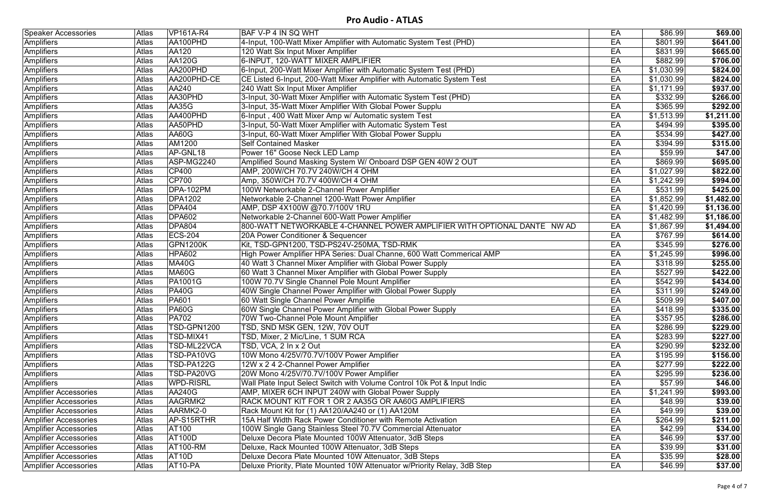# Pro Audio - ATLAS

| Speaker Accessories | Atlas | VP161A-R4 | BAF V-P 4 IN SQ WHT | EA | $86.99 | **$69.00** |
|---|---|---|---|---|---|---|
| Amplifiers | Atlas | AA100PHD | 4-Input, 100-Watt Mixer Amplifier with Automatic System Test (PHD) | EA | $801.99 | **$641.00** |
| Amplifiers | Atlas | AA120 | 120 Watt Six Input Mixer Amplifier | EA | $831.99 | **$665.00** |
| Amplifiers | Atlas | AA120G | 6-INPUT, 120-WATT MIXER AMPLIFIER | EA | $882.99 | **$706.00** |
| Amplifiers | Atlas | AA200PHD | 6-Input, 200-Watt Mixer Amplifier with Automatic System Test (PHD) | EA | $1,030.99 | **$824.00** |
| Amplifiers | Atlas | AA200PHD-CE | CE Listed 6-Input, 200-Watt Mixer Amplifier with Automatic System Test | EA | $1,030.99 | **$824.00** |
| Amplifiers | Atlas | AA240 | 240 Watt Six Input Mixer Amplifier | EA | $1,171.99 | **$937.00** |
| Amplifiers | Atlas | AA30PHD | 3-Input, 30-Watt Mixer Amplifier with Automatic System Test (PHD) | EA | $332.99 | **$266.00** |
| Amplifiers | Atlas | AA35G | 3-Input, 35-Watt Mixer Amplifier With Global Power Supplu | EA | $365.99 | **$292.00** |
| Amplifiers | Atlas | AA400PHD | 6-Input , 400 Watt Mixer Amp w/ Automatic system Test | EA | $1,513.99 | **$1,211.00** |
| Amplifiers | Atlas | AA50PHD | 3-Input, 50-Watt Mixer Amplifier with Automatic System Test | EA | $494.99 | **$395.00** |
| Amplifiers | Atlas | AA60G | 3-Input, 60-Watt Mixer Amplifier With Global Power Supplu | EA | $534.99 | **$427.00** |
| Amplifiers | Atlas | AM1200 | Self Contained Masker | EA | $394.99 | **$315.00** |
| Amplifiers | Atlas | AP-GNL18 | Power 16" Goose Neck LED Lamp | EA | $59.99 | **$47.00** |
| Amplifiers | Atlas | ASP-MG2240 | Amplified Sound Masking System W/ Onboard DSP GEN 40W 2 OUT | EA | $869.99 | **$695.00** |
| Amplifiers | Atlas | CP400 | AMP, 200W/CH 70.7V 240W/CH 4 OHM | EA | $1,027.99 | **$822.00** |
| Amplifiers | Atlas | CP700 | Amp, 350W/CH 70.7V 400W/CH 4 OHM | EA | $1,242.99 | **$994.00** |
| Amplifiers | Atlas | DPA-102PM | 100W Networkable 2-Channel Power Amplifier | EA | $531.99 | **$425.00** |
| Amplifiers | Atlas | DPA1202 | Networkable 2-Channel 1200-Watt Power Amplifier | EA | $1,852.99 | **$1,482.00** |
| Amplifiers | Atlas | DPA404 | AMP, DSP 4X100W @70.7/100V 1RU | EA | $1,420.99 | **$1,136.00** |
| Amplifiers | Atlas | DPA602 | Networkable 2-Channel 600-Watt Power Amplifier | EA | $1,482.99 | **$1,186.00** |
| Amplifiers | Atlas | DPA804 | 800-WATT NETWORKABLE 4-CHANNEL POWER AMPLIFIER WITH OPTIONAL DANTE NW AD | EA | $1,867.99 | **$1,494.00** |
| Amplifiers | Atlas | ECS-204 | 20A Power Conditioner & Sequencer | EA | $767.99 | **$614.00** |
| Amplifiers | Atlas | GPN1200K | Kit, TSD-GPN1200, TSD-PS24V-250MA, TSD-RMK | EA | $345.99 | **$276.00** |
| Amplifiers | Atlas | HPA602 | High Power Amplifier HPA Series: Dual Channe, 600 Watt Commerical AMP | EA | $1,245.99 | **$996.00** |
| Amplifiers | Atlas | MA40G | 40 Watt 3 Channel Mixer Amplifier with Global Power Supply | EA | $318.99 | **$255.00** |
| Amplifiers | Atlas | MA60G | 60 Watt 3 Channel Mixer Amplifier with Global Power Supply | EA | $527.99 | **$422.00** |
| Amplifiers | Atlas | PA1001G | 100W 70.7V Single Channel Pole Mount Amplifier | EA | $542.99 | **$434.00** |
| Amplifiers | Atlas | PA40G | 40W Single Channel Power Amplifier with Global Power Supply | EA | $311.99 | **$249.00** |
| Amplifiers | Atlas | PA601 | 60 Watt Single Channel Power Amplifie | EA | $509.99 | **$407.00** |
| Amplifiers | Atlas | PA60G | 60W Single Channel Power Amplifier with Global Power Supply | EA | $418.99 | **$335.00** |
| Amplifiers | Atlas | PA702 | 70W Two-Channel Pole Mount Amplifier | EA | $357.95 | **$286.00** |
| Amplifiers | Atlas | TSD-GPN1200 | TSD, SND MSK GEN, 12W, 70V OUT | EA | $286.99 | **$229.00** |
| Amplifiers | Atlas | TSD-MIX41 | TSD, Mixer, 2 Mic/Line, 1 SUM RCA | EA | $283.99 | **$227.00** |
| Amplifiers | Atlas | TSD-ML22VCA | TSD, VCA, 2 In x 2 Out | EA | $290.99 | **$232.00** |
| Amplifiers | Atlas | TSD-PA10VG | 10W Mono 4/25V/70.7V/100V Power Amplifier | EA | $195.99 | **$156.00** |
| Amplifiers | Atlas | TSD-PA122G | 12W x 2 4 2-Channel Power Amplifier | EA | $277.99 | **$222.00** |
| Amplifiers | Atlas | TSD-PA20VG | 20W Mono 4/25V/70.7V/100V Power Amplifier | EA | $295.99 | **$236.00** |
| Amplifiers | Atlas | WPD-RISRL | Wall Plate Input Select Switch with Volume Control 10k Pot & Input Indic | EA | $57.99 | **$46.00** |
| Amplifier Accessories | Atlas | AA240G | AMP, MIXER 6CH INPUT 240W with Global Power Supply | EA | $1,241.99 | **$993.00** |
| Amplifier Accessories | Atlas | AAGRMK2 | RACK MOUNT KIT FOR 1 OR 2 AA35G OR AA60G AMPLIFIERS | EA | $48.99 | **$39.00** |
| Amplifier Accessories | Atlas | AARMK2-0 | Rack Mount Kit for (1) AA120/AA240 or (1) AA120M | EA | $49.99 | **$39.00** |
| Amplifier Accessories | Atlas | AP-S15RTHR | 15A Half Width Rack Power Conditioner with Remote Activation | EA | $264.99 | **$211.00** |
| Amplifier Accessories | Atlas | AT100 | 100W Single Gang Stainless Steel 70.7V Commercial Attenuator | EA | $42.99 | **$34.00** |
| Amplifier Accessories | Atlas | AT100D | Deluxe Decora Plate Mounted 100W Attenuator, 3dB Steps | EA | $46.99 | **$37.00** |
| Amplifier Accessories | Atlas | AT100-RM | Deluxe, Rack Mounted 100W Attenuator, 3dB Steps | EA | $39.99 | **$31.00** |
| Amplifier Accessories | Atlas | AT10D | Deluxe Decora Plate Mounted 10W Attenuator, 3dB Steps | EA | $35.99 | **$28.00** |
| Amplifier Accessories | Atlas | AT10-PA | Deluxe Priority, Plate Mounted 10W Attenuator w/Priority Relay, 3dB Step | EA | $46.99 | **$37.00** |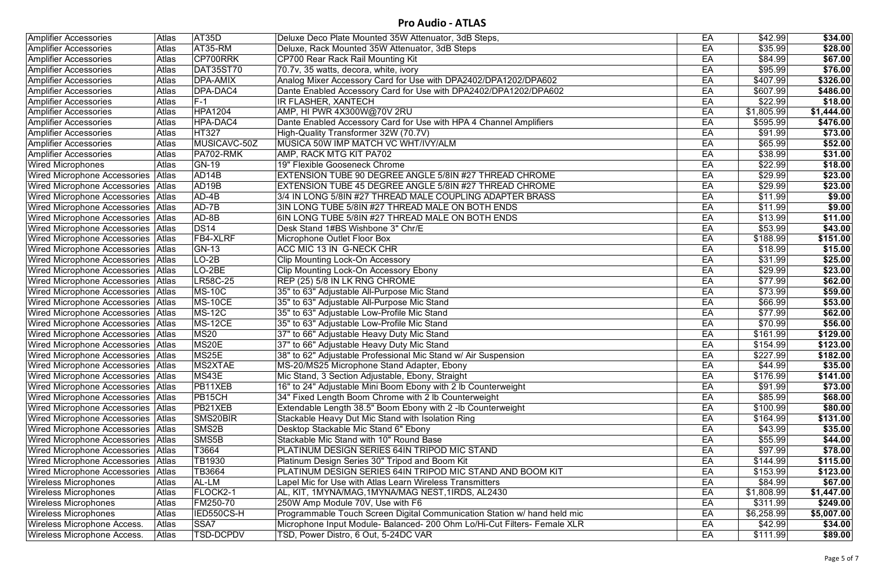# Pro Audio - ATLAS

| | | | | | | |
|---|---|---|---|---|---|---|
| Amplifier Accessories | Atlas | AT35D | Deluxe Deco Plate Mounted 35W Attenuator, 3dB Steps, | EA | $42.99 | **$34.00** |
| Amplifier Accessories | Atlas | AT35-RM | Deluxe, Rack Mounted 35W Attenuator, 3dB Steps | EA | $35.99 | **$28.00** |
| Amplifier Accessories | Atlas | CP700RRK | CP700 Rear Rack Rail Mounting Kit | EA | $84.99 | **$67.00** |
| Amplifier Accessories | Atlas | DAT35ST70 | 70.7v, 35 watts, decora, white, ivory | EA | $95.99 | **$76.00** |
| Amplifier Accessories | Atlas | DPA-AMIX | Analog Mixer Accessory Card for Use with DPA2402/DPA1202/DPA602 | EA | $407.99 | **$326.00** |
| Amplifier Accessories | Atlas | DPA-DAC4 | Dante Enabled Accessory Card for Use with DPA2402/DPA1202/DPA602 | EA | $607.99 | **$486.00** |
| Amplifier Accessories | Atlas | F-1 | IR FLASHER, XANTECH | EA | $22.99 | **$18.00** |
| Amplifier Accessories | Atlas | HPA1204 | AMP, HI PWR 4X300W@70V 2RU | EA | $1,805.99 | **$1,444.00** |
| Amplifier Accessories | Atlas | HPA-DAC4 | Dante Enabled Accessory Card for Use with HPA 4 Channel Amplifiers | EA | $595.99 | **$476.00** |
| Amplifier Accessories | Atlas | HT327 | High-Quality Transformer 32W (70.7V) | EA | $91.99 | **$73.00** |
| Amplifier Accessories | Atlas | MUSICAVC-50Z | MUSICA 50W IMP MATCH VC WHT/IVY/ALM | EA | $65.99 | **$52.00** |
| Amplifier Accessories | Atlas | PA702-RMK | AMP, RACK MTG KIT PA702 | EA | $38.99 | **$31.00** |
| Wired Microphones | Atlas | GN-19 | 19" Flexible Gooseneck Chrome | EA | $22.99 | **$18.00** |
| Wired Microphone Accessories | Atlas | AD14B | EXTENSION TUBE 90 DEGREE ANGLE 5/8IN #27 THREAD CHROME | EA | $29.99 | **$23.00** |
| Wired Microphone Accessories | Atlas | AD19B | EXTENSION TUBE 45 DEGREE ANGLE 5/8IN #27 THREAD CHROME | EA | $29.99 | **$23.00** |
| Wired Microphone Accessories | Atlas | AD-4B | 3/4 IN LONG 5/8IN #27 THREAD MALE COUPLING ADAPTER BRASS | EA | $11.99 | **$9.00** |
| Wired Microphone Accessories | Atlas | AD-7B | 3IN LONG TUBE 5/8IN #27 THREAD MALE ON BOTH ENDS | EA | $11.99 | **$9.00** |
| Wired Microphone Accessories | Atlas | AD-8B | 6IN LONG TUBE 5/8IN #27 THREAD MALE ON BOTH ENDS | EA | $13.99 | **$11.00** |
| Wired Microphone Accessories | Atlas | DS14 | Desk Stand 1#BS Wishbone 3" Chr/E | EA | $53.99 | **$43.00** |
| Wired Microphone Accessories | Atlas | FB4-XLRF | Microphone Outlet Floor Box | EA | $188.99 | **$151.00** |
| Wired Microphone Accessories | Atlas | GN-13 | ACC MIC 13 IN G-NECK CHR | EA | $18.99 | **$15.00** |
| Wired Microphone Accessories | Atlas | LO-2B | Clip Mounting Lock-On Accessory | EA | $31.99 | **$25.00** |
| Wired Microphone Accessories | Atlas | LO-2BE | Clip Mounting Lock-On Accessory Ebony | EA | $29.99 | **$23.00** |
| Wired Microphone Accessories | Atlas | LR58C-25 | REP (25) 5/8 IN LK RNG CHROME | EA | $77.99 | **$62.00** |
| Wired Microphone Accessories | Atlas | MS-10C | 35" to 63" Adjustable All-Purpose Mic Stand | EA | $73.99 | **$59.00** |
| Wired Microphone Accessories | Atlas | MS-10CE | 35" to 63" Adjustable All-Purpose Mic Stand | EA | $66.99 | **$53.00** |
| Wired Microphone Accessories | Atlas | MS-12C | 35" to 63" Adjustable Low-Profile Mic Stand | EA | $77.99 | **$62.00** |
| Wired Microphone Accessories | Atlas | MS-12CE | 35" to 63" Adjustable Low-Profile Mic Stand | EA | $70.99 | **$56.00** |
| Wired Microphone Accessories | Atlas | MS20 | 37" to 66" Adjustable Heavy Duty Mic Stand | EA | $161.99 | **$129.00** |
| Wired Microphone Accessories | Atlas | MS20E | 37" to 66" Adjustable Heavy Duty Mic Stand | EA | $154.99 | **$123.00** |
| Wired Microphone Accessories | Atlas | MS25E | 38" to 62" Adjustable Professional Mic Stand w/ Air Suspension | EA | $227.99 | **$182.00** |
| Wired Microphone Accessories | Atlas | MS2XTAE | MS-20/MS25 Microphone Stand Adapter, Ebony | EA | $44.99 | **$35.00** |
| Wired Microphone Accessories | Atlas | MS43E | Mic Stand, 3 Section Adjustable, Ebony, Straight | EA | $176.99 | **$141.00** |
| Wired Microphone Accessories | Atlas | PB11XEB | 16" to 24" Adjustable Mini Boom Ebony with 2 lb Counterweight | EA | $91.99 | **$73.00** |
| Wired Microphone Accessories | Atlas | PB15CH | 34" Fixed Length Boom Chrome with 2 lb Counterweight | EA | $85.99 | **$68.00** |
| Wired Microphone Accessories | Atlas | PB21XEB | Extendable Length 38.5" Boom Ebony with 2 -lb Counterweight | EA | $100.99 | **$80.00** |
| Wired Microphone Accessories | Atlas | SMS20BIR | Stackable Heavy Dut Mic Stand with Isolation Ring | EA | $164.99 | **$131.00** |
| Wired Microphone Accessories | Atlas | SMS2B | Desktop Stackable Mic Stand 6" Ebony | EA | $43.99 | **$35.00** |
| Wired Microphone Accessories | Atlas | SMS5B | Stackable Mic Stand with 10" Round Base | EA | $55.99 | **$44.00** |
| Wired Microphone Accessories | Atlas | T3664 | PLATINUM DESIGN SERIES 64IN TRIPOD MIC STAND | EA | $97.99 | **$78.00** |
| Wired Microphone Accessories | Atlas | TB1930 | Platinum Design Series 30" Tripod and Boom Kit | EA | $144.99 | **$115.00** |
| Wired Microphone Accessories | Atlas | TB3664 | PLATINUM DESIGN SERIES 64IN TRIPOD MIC STAND AND BOOM KIT | EA | $153.99 | **$123.00** |
| Wireless Microphones | Atlas | AL-LM | Lapel Mic for Use with Atlas Learn Wireless Transmitters | EA | $84.99 | **$67.00** |
| Wireless Microphones | Atlas | FLOCK2-1 | AL, KIT, 1MYNA/MAG,1MYNA/MAG NEST,1IRDS, AL2430 | EA | $1,808.99 | **$1,447.00** |
| Wireless Microphones | Atlas | FM250-70 | 250W Amp Module 70V, Use with F6 | EA | $311.99 | **$249.00** |
| Wireless Microphones | Atlas | IED550CS-H | Programmable Touch Screen Digital Communication Station w/ hand held mic | EA | $6,258.99 | **$5,007.00** |
| Wireless Microphone Access. | Atlas | SSA7 | Microphone Input Module- Balanced- 200 Ohm Lo/Hi-Cut Filters- Female XLR | EA | $42.99 | **$34.00** |
| Wireless Microphone Access. | Atlas | TSD-DCPDV | TSD, Power Distro, 6 Out, 5-24DC VAR | EA | $111.99 | **$89.00** |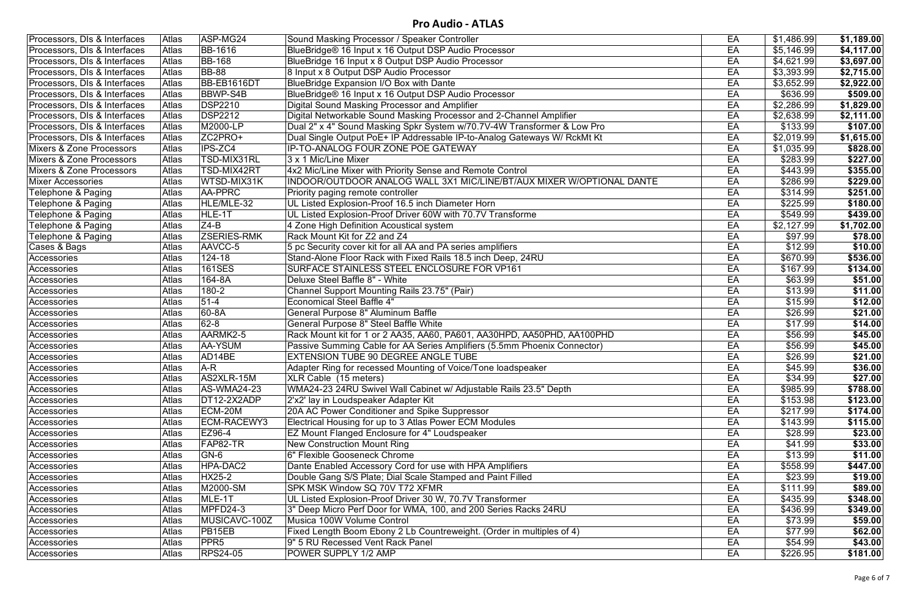# Pro Audio - ATLAS

| | | | | | | |
|---|---|---|---|---|---|---|
| Processors, DIs & Interfaces | Atlas | ASP-MG24 | Sound Masking Processor / Speaker Controller | EA | $1,486.99 | **$1,189.00** |
| Processors, DIs & Interfaces | Atlas | BB-1616 | BlueBridge® 16 Input x 16 Output DSP Audio Processor | EA | $5,146.99 | **$4,117.00** |
| Processors, DIs & Interfaces | Atlas | BB-168 | BlueBridge 16 Input x 8 Output DSP Audio Processor | EA | $4,621.99 | **$3,697.00** |
| Processors, DIs & Interfaces | Atlas | BB-88 | 8 Input x 8 Output DSP Audio Processor | EA | $3,393.99 | **$2,715.00** |
| Processors, DIs & Interfaces | Atlas | BB-EB1616DT | BlueBridge Expansion I/O Box with Dante | EA | $3,652.99 | **$2,922.00** |
| Processors, DIs & Interfaces | Atlas | BBWP-S4B | BlueBridge® 16 Input x 16 Output DSP Audio Processor | EA | $636.99 | **$509.00** |
| Processors, DIs & Interfaces | Atlas | DSP2210 | Digital Sound Masking Processor and Amplifier | EA | $2,286.99 | **$1,829.00** |
| Processors, DIs & Interfaces | Atlas | DSP2212 | Digital Networkable Sound Masking Processor and 2-Channel Amplifier | EA | $2,638.99 | **$2,111.00** |
| Processors, DIs & Interfaces | Atlas | M2000-LP | Dual 2" x 4" Sound Masking Spkr System w/70.7V-4W Transformer & Low Pro | EA | $133.99 | **$107.00** |
| Processors, DIs & Interfaces | Atlas | ZC2PRO+ | Dual Single Output PoE+ IP Addressable IP-to-Analog Gateways W/ RckMt Kt | EA | $2,019.99 | **$1,615.00** |
| Mixers & Zone Processors | Atlas | IPS-ZC4 | IP-TO-ANALOG FOUR ZONE POE GATEWAY | EA | $1,035.99 | **$828.00** |
| Mixers & Zone Processors | Atlas | TSD-MIX31RL | 3 x 1 Mic/Line Mixer | EA | $283.99 | **$227.00** |
| Mixers & Zone Processors | Atlas | TSD-MIX42RT | 4x2 Mic/Line Mixer with Priority Sense and Remote Control | EA | $443.99 | **$355.00** |
| Mixer Accessories | Atlas | WTSD-MIX31K | INDOOR/OUTDOOR ANALOG WALL 3X1 MIC/LINE/BT/AUX MIXER W/OPTIONAL DANTE | EA | $286.99 | **$229.00** |
| Telephone & Paging | Atlas | AA-PPRC | Priority paging remote controller | EA | $314.99 | **$251.00** |
| Telephone & Paging | Atlas | HLE/MLE-32 | UL Listed Explosion-Proof 16.5 inch Diameter Horn | EA | $225.99 | **$180.00** |
| Telephone & Paging | Atlas | HLE-1T | UL Listed Explosion-Proof Driver 60W with 70.7V Transforme | EA | $549.99 | **$439.00** |
| Telephone & Paging | Atlas | Z4-B | 4 Zone High Definition Acoustical system | EA | $2,127.99 | **$1,702.00** |
| Telephone & Paging | Atlas | ZSERIES-RMK | Rack Mount Kit for Z2 and Z4 | EA | $97.99 | **$78.00** |
| Cases & Bags | Atlas | AAVCC-5 | 5 pc Security cover kit for all AA and PA series amplifiers | EA | $12.99 | **$10.00** |
| Accessories | Atlas | 124-18 | Stand-Alone Floor Rack with Fixed Rails 18.5 inch Deep, 24RU | EA | $670.99 | **$536.00** |
| Accessories | Atlas | 161SES | SURFACE STAINLESS STEEL ENCLOSURE FOR VP161 | EA | $167.99 | **$134.00** |
| Accessories | Atlas | 164-8A | Deluxe Steel Baffle 8" - White | EA | $63.99 | **$51.00** |
| Accessories | Atlas | 180-2 | Channel Support Mounting Rails 23.75" (Pair) | EA | $13.99 | **$11.00** |
| Accessories | Atlas | 51-4 | Economical Steel Baffle 4" | EA | $15.99 | **$12.00** |
| Accessories | Atlas | 60-8A | General Purpose 8" Aluminum Baffle | EA | $26.99 | **$21.00** |
| Accessories | Atlas | 62-8 | General Purpose 8" Steel Baffle White | EA | $17.99 | **$14.00** |
| Accessories | Atlas | AARMK2-5 | Rack Mount kit for 1 or 2 AA35, AA60, PA601, AA30PHD, AA50PHD, AA100PHD | EA | $56.99 | **$45.00** |
| Accessories | Atlas | AA-YSUM | Passive Summing Cable for AA Series Amplifiers (5.5mm Phoenix Connector) | EA | $56.99 | **$45.00** |
| Accessories | Atlas | AD14BE | EXTENSION TUBE 90 DEGREE ANGLE TUBE | EA | $26.99 | **$21.00** |
| Accessories | Atlas | A-R | Adapter Ring for recessed Mounting of Voice/Tone loadspeaker | EA | $45.99 | **$36.00** |
| Accessories | Atlas | AS2XLR-15M | XLR Cable (15 meters) | EA | $34.99 | **$27.00** |
| Accessories | Atlas | AS-WMA24-23 | WMA24-23 24RU Swivel Wall Cabinet w/ Adjustable Rails 23.5" Depth | EA | $985.99 | **$788.00** |
| Accessories | Atlas | DT12-2X2ADP | 2'x2' lay in Loudspeaker Adapter Kit | EA | $153.98 | **$123.00** |
| Accessories | Atlas | ECM-20M | 20A AC Power Conditioner and Spike Suppressor | EA | $217.99 | **$174.00** |
| Accessories | Atlas | ECM-RACEWY3 | Electrical Housing for up to 3 Atlas Power ECM Modules | EA | $143.99 | **$115.00** |
| Accessories | Atlas | EZ96-4 | EZ Mount Flanged Enclosure for 4" Loudspeaker | EA | $28.99 | **$23.00** |
| Accessories | Atlas | FAP82-TR | New Construction Mount Ring | EA | $41.99 | **$33.00** |
| Accessories | Atlas | GN-6 | 6" Flexible Gooseneck Chrome | EA | $13.99 | **$11.00** |
| Accessories | Atlas | HPA-DAC2 | Dante Enabled Accessory Cord for use with HPA Amplifiers | EA | $558.99 | **$447.00** |
| Accessories | Atlas | HX25-2 | Double Gang S/S Plate; Dial Scale Stamped and Paint Filled | EA | $23.99 | **$19.00** |
| Accessories | Atlas | M2000-SM | SPK MSK Window SQ 70V T72 XFMR | EA | $111.99 | **$89.00** |
| Accessories | Atlas | MLE-1T | UL Listed Explosion-Proof Driver 30 W, 70.7V Transformer | EA | $435.99 | **$348.00** |
| Accessories | Atlas | MPFD24-3 | 3" Deep Micro Perf Door for WMA, 100, and 200 Series Racks 24RU | EA | $436.99 | **$349.00** |
| Accessories | Atlas | MUSICAVC-100Z | Musica 100W Volume Control | EA | $73.99 | **$59.00** |
| Accessories | Atlas | PB15EB | Fixed Length Boom Ebony 2 Lb Countreweight. (Order in multiples of 4) | EA | $77.99 | **$62.00** |
| Accessories | Atlas | PPR5 | 9" 5 RU Recessed Vent Rack Panel | EA | $54.99 | **$43.00** |
| Accessories | Atlas | RPS24-05 | POWER SUPPLY 1/2 AMP | EA | $226.95 | **$181.00** |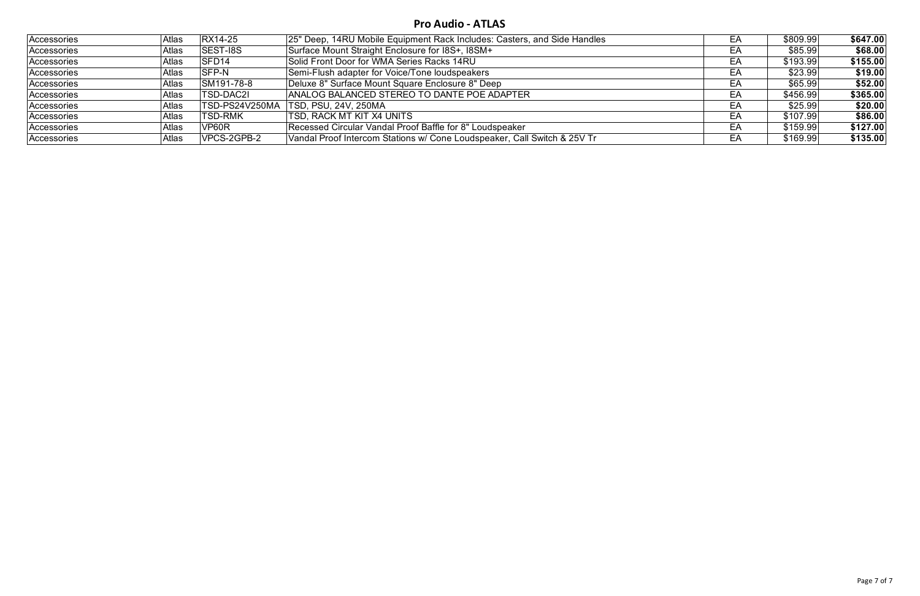## Pro Audio - ATLAS

| | | | | | | |
|---|---|---|---|---|---|---|
| Accessories | Atlas | RX14-25 | 25" Deep, 14RU Mobile Equipment Rack Includes: Casters, and Side Handles | EA | $809.99 | **$647.00** |
| Accessories | Atlas | SEST-I8S | Surface Mount Straight Enclosure for I8S+, I8SM+ | EA | $85.99 | **$68.00** |
| Accessories | Atlas | SFD14 | Solid Front Door for WMA Series Racks 14RU | EA | $193.99 | **$155.00** |
| Accessories | Atlas | SFP-N | Semi-Flush adapter for Voice/Tone loudspeakers | EA | $23.99 | **$19.00** |
| Accessories | Atlas | SM191-78-8 | Deluxe 8" Surface Mount Square Enclosure 8" Deep | EA | $65.99 | **$52.00** |
| Accessories | Atlas | TSD-DAC2I | ANALOG BALANCED STEREO TO DANTE POE ADAPTER | EA | $456.99 | **$365.00** |
| Accessories | Atlas | TSD-PS24V250MA | TSD, PSU, 24V, 250MA | EA | $25.99 | **$20.00** |
| Accessories | Atlas | TSD-RMK | TSD, RACK MT KIT X4 UNITS | EA | $107.99 | **$86.00** |
| Accessories | Atlas | VP60R | Recessed Circular Vandal Proof Baffle for 8" Loudspeaker | EA | $159.99 | **$127.00** |
| Accessories | Atlas | VPCS-2GPB-2 | Vandal Proof Intercom Stations w/ Cone Loudspeaker, Call Switch & 25V Tr | EA | $169.99 | **$135.00** |